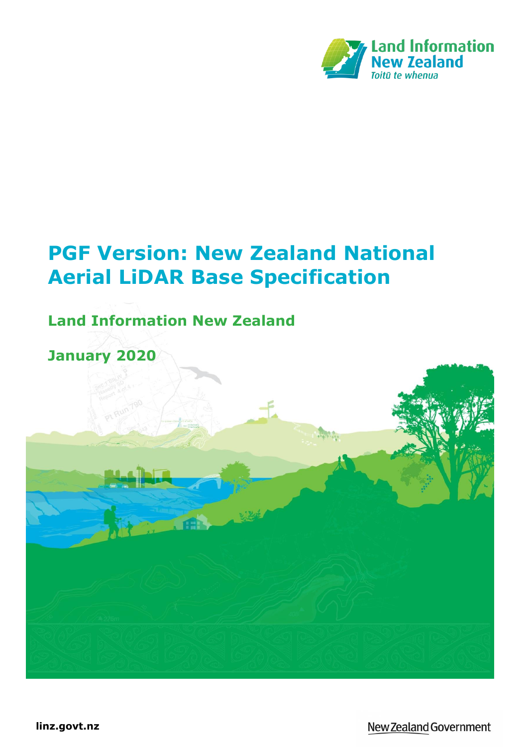Land Information New Zealand

*Toitū te whenua*

# PGF Version: New Zealand National Aerial LiDAR Base Specification

## Land Information New Zealand

## January 2020

linz.govt.nz

New Zealand Government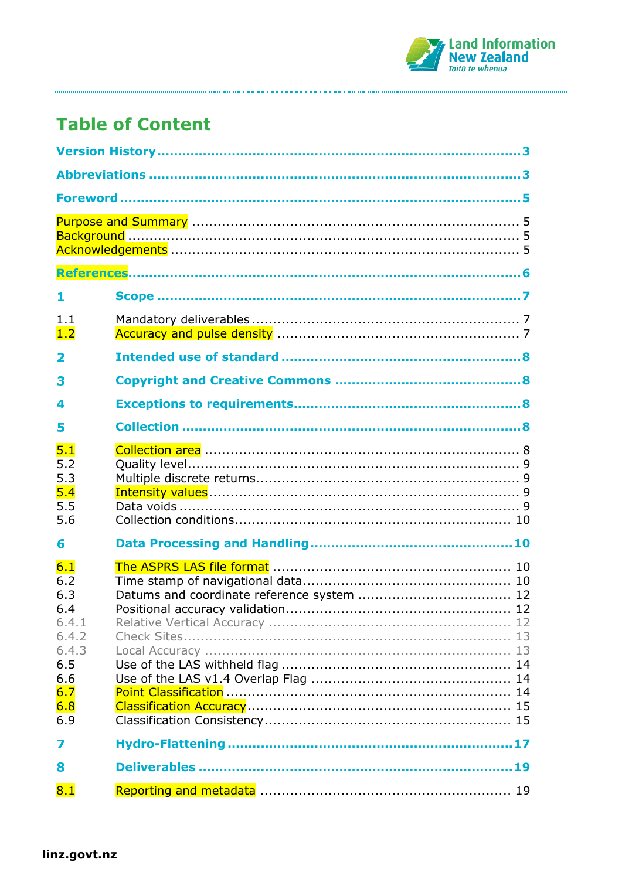## Table of Content

**Version History** ........................................................................ **3**

**Abbreviations** ........................................................................ **3**

**Foreword** ........................................................................ **5**

Purpose and Summary ........................................................................ 5
Background ........................................................................ 5
Acknowledgements ........................................................................ 5

**References** ........................................................................ **6**

**1 Scope** ........................................................................ **7**

1.1 Mandatory deliverables ........................................................................ 7
1.2 Accuracy and pulse density ........................................................................ 7

**2 Intended use of standard** ........................................................................ **8**

**3 Copyright and Creative Commons** ........................................................................ **8**

**4 Exceptions to requirements** ........................................................................ **8**

**5 Collection** ........................................................................ **8**

5.1 Collection area ........................................................................ 8
5.2 Quality level ........................................................................ 9
5.3 Multiple discrete returns ........................................................................ 9
5.4 Intensity values ........................................................................ 9
5.5 Data voids ........................................................................ 9
5.6 Collection conditions ........................................................................ 10

**6 Data Processing and Handling** ........................................................................ **10**

6.1 The ASPRS LAS file format ........................................................................ 10
6.2 Time stamp of navigational data ........................................................................ 10
6.3 Datums and coordinate reference system ........................................................................ 12
6.4 Positional accuracy validation ........................................................................ 12
6.4.1 Relative Vertical Accuracy ........................................................................ 12
6.4.2 Check Sites ........................................................................ 13
6.4.3 Local Accuracy ........................................................................ 13
6.5 Use of the LAS withheld flag ........................................................................ 14
6.6 Use of the LAS v1.4 Overlap Flag ........................................................................ 14
6.7 Point Classification ........................................................................ 14
6.8 Classification Accuracy ........................................................................ 15
6.9 Classification Consistency ........................................................................ 15

**7 Hydro-Flattening** ........................................................................ **17**

**8 Deliverables** ........................................................................ **19**

8.1 Reporting and metadata ........................................................................ 19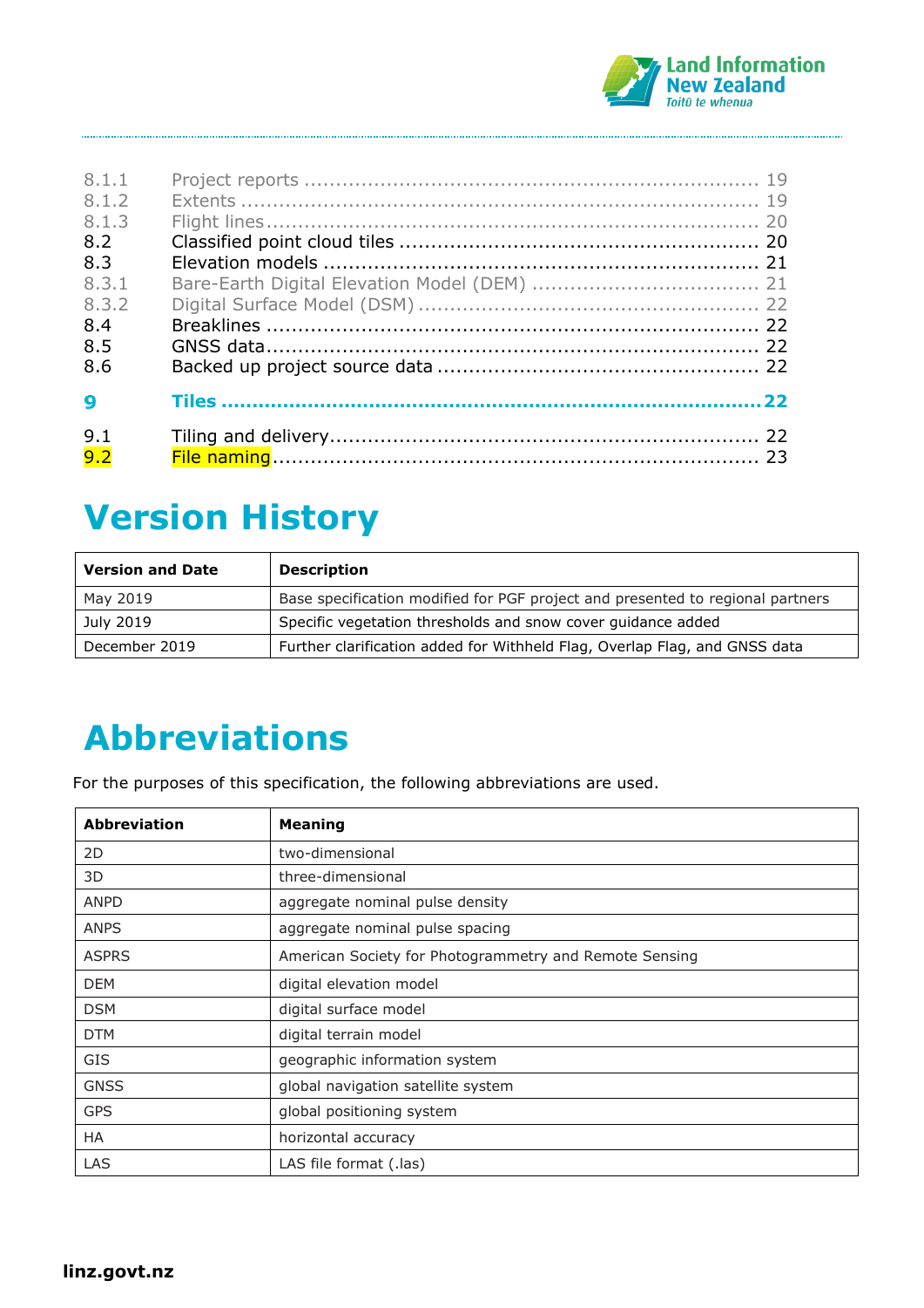| | | |
|---|---|---|
| 8.1.1 | Project reports | 19 |
| 8.1.2 | Extents | 19 |
| 8.1.3 | Flight lines | 20 |
| 8.2 | Classified point cloud tiles | 20 |
| 8.3 | Elevation models | 21 |
| 8.3.1 | Bare-Earth Digital Elevation Model (DEM) | 21 |
| 8.3.2 | Digital Surface Model (DSM) | 22 |
| 8.4 | Breaklines | 22 |
| 8.5 | GNSS data | 22 |
| 8.6 | Backed up project source data | 22 |
| **9** | **Tiles** | **22** |
| 9.1 | Tiling and delivery | 22 |
| 9.2 | File naming | 23 |

# Version History

| Version and Date | Description |
|---|---|
| May 2019 | Base specification modified for PGF project and presented to regional partners |
| July 2019 | Specific vegetation thresholds and snow cover guidance added |
| December 2019 | Further clarification added for Withheld Flag, Overlap Flag, and GNSS data |

# Abbreviations

For the purposes of this specification, the following abbreviations are used.

| Abbreviation | Meaning |
|---|---|
| 2D | two-dimensional |
| 3D | three-dimensional |
| ANPD | aggregate nominal pulse density |
| ANPS | aggregate nominal pulse spacing |
| ASPRS | American Society for Photogrammetry and Remote Sensing |
| DEM | digital elevation model |
| DSM | digital surface model |
| DTM | digital terrain model |
| GIS | geographic information system |
| GNSS | global navigation satellite system |
| GPS | global positioning system |
| HA | horizontal accuracy |
| LAS | LAS file format (.las) |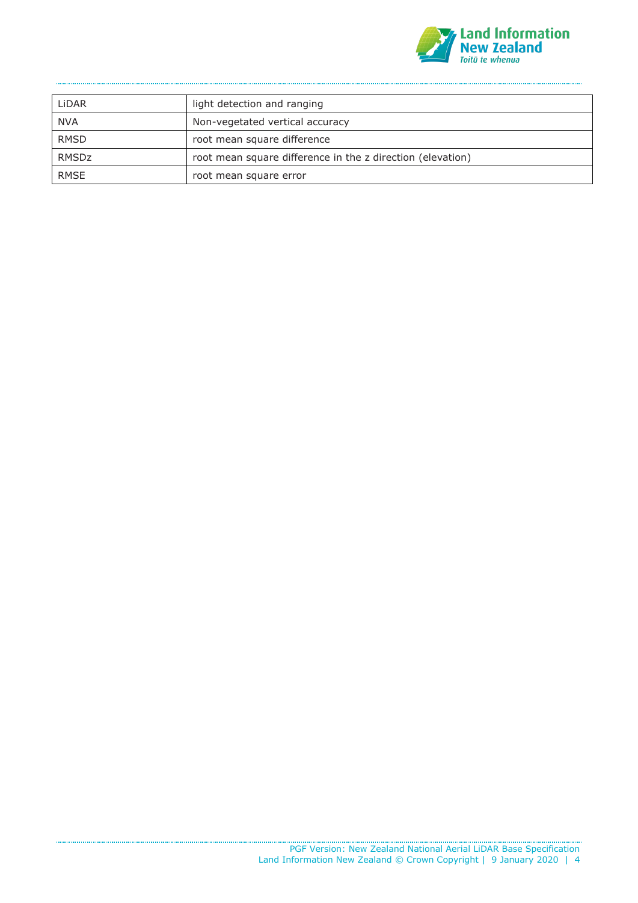| | |
|---|---|
| LiDAR | light detection and ranging |
| NVA | Non-vegetated vertical accuracy |
| RMSD | root mean square difference |
| RMSDz | root mean square difference in the z direction (elevation) |
| RMSE | root mean square error |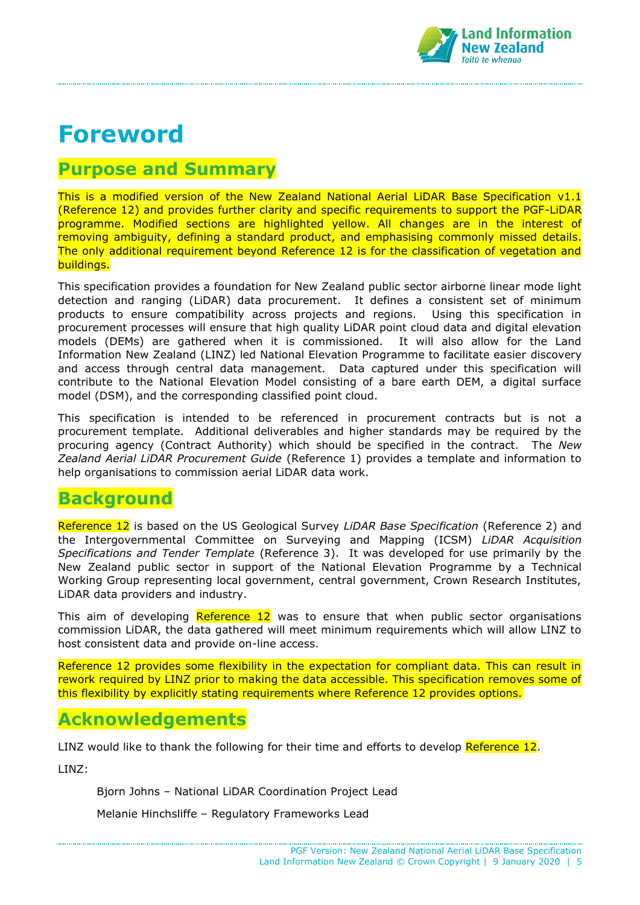# Foreword

## Purpose and Summary

This is a modified version of the New Zealand National Aerial LiDAR Base Specification v1.1 (Reference 12) and provides further clarity and specific requirements to support the PGF-LiDAR programme. Modified sections are highlighted yellow. All changes are in the interest of removing ambiguity, defining a standard product, and emphasising commonly missed details. The only additional requirement beyond Reference 12 is for the classification of vegetation and buildings.

This specification provides a foundation for New Zealand public sector airborne linear mode light detection and ranging (LiDAR) data procurement. It defines a consistent set of minimum products to ensure compatibility across projects and regions. Using this specification in procurement processes will ensure that high quality LiDAR point cloud data and digital elevation models (DEMs) are gathered when it is commissioned. It will also allow for the Land Information New Zealand (LINZ) led National Elevation Programme to facilitate easier discovery and access through central data management. Data captured under this specification will contribute to the National Elevation Model consisting of a bare earth DEM, a digital surface model (DSM), and the corresponding classified point cloud.

This specification is intended to be referenced in procurement contracts but is not a procurement template. Additional deliverables and higher standards may be required by the procuring agency (Contract Authority) which should be specified in the contract. The *New Zealand Aerial LiDAR Procurement Guide* (Reference 1) provides a template and information to help organisations to commission aerial LiDAR data work.

## Background

Reference 12 is based on the US Geological Survey *LiDAR Base Specification* (Reference 2) and the Intergovernmental Committee on Surveying and Mapping (ICSM) *LiDAR Acquisition Specifications and Tender Template* (Reference 3). It was developed for use primarily by the New Zealand public sector in support of the National Elevation Programme by a Technical Working Group representing local government, central government, Crown Research Institutes, LiDAR data providers and industry.

This aim of developing Reference 12 was to ensure that when public sector organisations commission LiDAR, the data gathered will meet minimum requirements which will allow LINZ to host consistent data and provide on-line access.

Reference 12 provides some flexibility in the expectation for compliant data. This can result in rework required by LINZ prior to making the data accessible. This specification removes some of this flexibility by explicitly stating requirements where Reference 12 provides options.

## Acknowledgements

LINZ would like to thank the following for their time and efforts to develop Reference 12.

LINZ:

Bjorn Johns – National LiDAR Coordination Project Lead

Melanie Hinchsliffe – Regulatory Frameworks Lead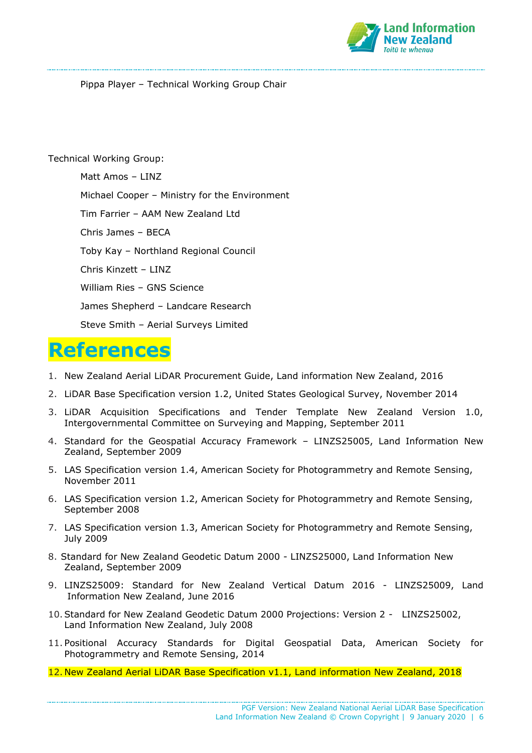Pippa Player – Technical Working Group Chair

Technical Working Group:

Matt Amos – LINZ

Michael Cooper – Ministry for the Environment

Tim Farrier – AAM New Zealand Ltd

Chris James – BECA

Toby Kay – Northland Regional Council

Chris Kinzett – LINZ

William Ries – GNS Science

James Shepherd – Landcare Research

Steve Smith – Aerial Surveys Limited

# References

1. New Zealand Aerial LiDAR Procurement Guide, Land information New Zealand, 2016
2. LiDAR Base Specification version 1.2, United States Geological Survey, November 2014
3. LiDAR Acquisition Specifications and Tender Template New Zealand Version 1.0, Intergovernmental Committee on Surveying and Mapping, September 2011
4. Standard for the Geospatial Accuracy Framework – LINZS25005, Land Information New Zealand, September 2009
5. LAS Specification version 1.4, American Society for Photogrammetry and Remote Sensing, November 2011
6. LAS Specification version 1.2, American Society for Photogrammetry and Remote Sensing, September 2008
7. LAS Specification version 1.3, American Society for Photogrammetry and Remote Sensing, July 2009
8. Standard for New Zealand Geodetic Datum 2000 - LINZS25000, Land Information New Zealand, September 2009
9. LINZS25009: Standard for New Zealand Vertical Datum 2016 - LINZS25009, Land Information New Zealand, June 2016
10. Standard for New Zealand Geodetic Datum 2000 Projections: Version 2 - LINZS25002, Land Information New Zealand, July 2008
11. Positional Accuracy Standards for Digital Geospatial Data, American Society for Photogrammetry and Remote Sensing, 2014
12. New Zealand Aerial LiDAR Base Specification v1.1, Land information New Zealand, 2018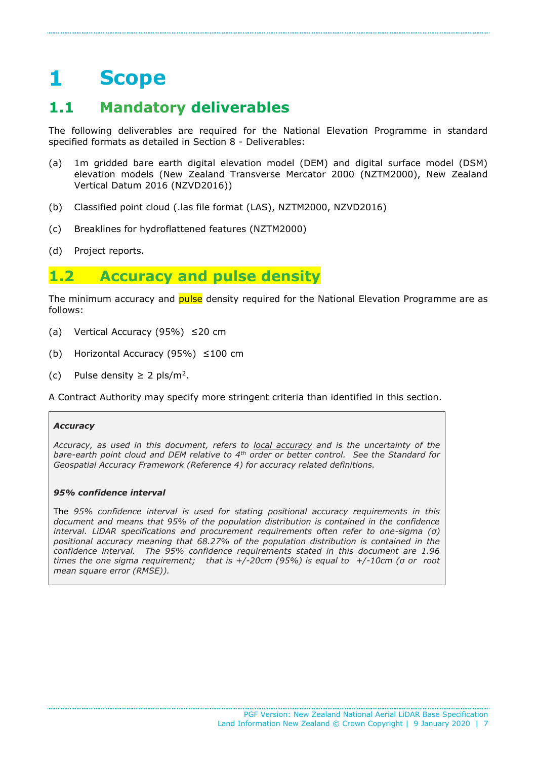# 1 Scope

## 1.1 Mandatory deliverables

The following deliverables are required for the National Elevation Programme in standard specified formats as detailed in Section 8 - Deliverables:

(a) 1m gridded bare earth digital elevation model (DEM) and digital surface model (DSM) elevation models (New Zealand Transverse Mercator 2000 (NZTM2000), New Zealand Vertical Datum 2016 (NZVD2016))

(b) Classified point cloud (.las file format (LAS), NZTM2000, NZVD2016)

(c) Breaklines for hydroflattened features (NZTM2000)

(d) Project reports.

## 1.2 Accuracy and pulse density

The minimum accuracy and pulse density required for the National Elevation Programme are as follows:

(a) Vertical Accuracy (95%) ≤20 cm

(b) Horizontal Accuracy (95%) ≤100 cm

(c) Pulse density ≥ 2 pls/m$^2$.

A Contract Authority may specify more stringent criteria than identified in this section.

***Accuracy***

*Accuracy, as used in this document, refers to local accuracy and is the uncertainty of the bare-earth point cloud and DEM relative to 4$^{th}$ order or better control. See the Standard for Geospatial Accuracy Framework (Reference 4) for accuracy related definitions.*

***95% confidence interval***

The *95% confidence interval is used for stating positional accuracy requirements in this document and means that 95% of the population distribution is contained in the confidence interval. LiDAR specifications and procurement requirements often refer to one-sigma (σ) positional accuracy meaning that 68.27% of the population distribution is contained in the confidence interval. The 95% confidence requirements stated in this document are 1.96 times the one sigma requirement; that is +/-20cm (95%) is equal to +/-10cm (σ or root mean square error (RMSE)).*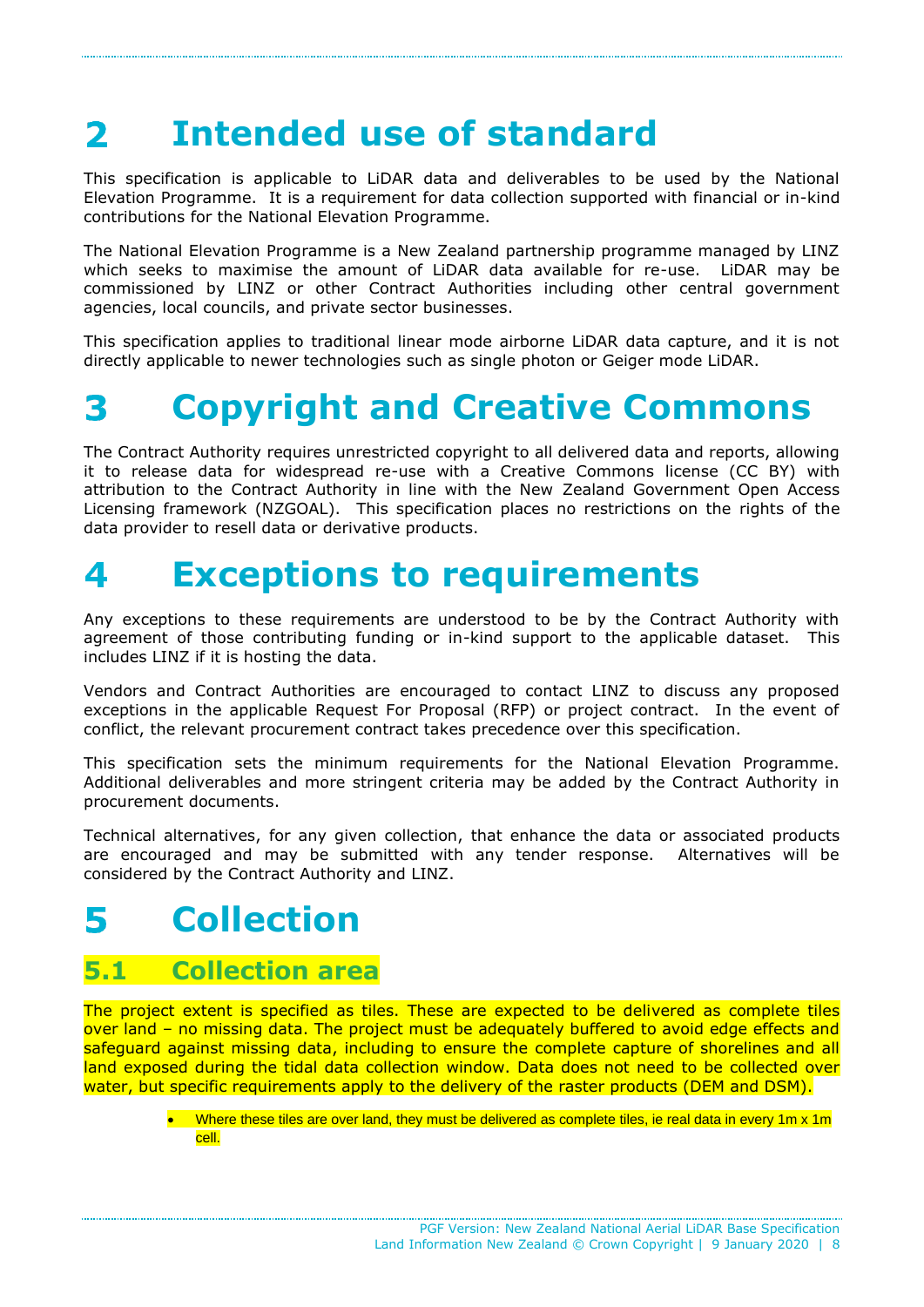# 2 Intended use of standard

This specification is applicable to LiDAR data and deliverables to be used by the National Elevation Programme. It is a requirement for data collection supported with financial or in-kind contributions for the National Elevation Programme.

The National Elevation Programme is a New Zealand partnership programme managed by LINZ which seeks to maximise the amount of LiDAR data available for re-use. LiDAR may be commissioned by LINZ or other Contract Authorities including other central government agencies, local councils, and private sector businesses.

This specification applies to traditional linear mode airborne LiDAR data capture, and it is not directly applicable to newer technologies such as single photon or Geiger mode LiDAR.

# 3 Copyright and Creative Commons

The Contract Authority requires unrestricted copyright to all delivered data and reports, allowing it to release data for widespread re-use with a Creative Commons license (CC BY) with attribution to the Contract Authority in line with the New Zealand Government Open Access Licensing framework (NZGOAL). This specification places no restrictions on the rights of the data provider to resell data or derivative products.

# 4 Exceptions to requirements

Any exceptions to these requirements are understood to be by the Contract Authority with agreement of those contributing funding or in-kind support to the applicable dataset. This includes LINZ if it is hosting the data.

Vendors and Contract Authorities are encouraged to contact LINZ to discuss any proposed exceptions in the applicable Request For Proposal (RFP) or project contract. In the event of conflict, the relevant procurement contract takes precedence over this specification.

This specification sets the minimum requirements for the National Elevation Programme. Additional deliverables and more stringent criteria may be added by the Contract Authority in procurement documents.

Technical alternatives, for any given collection, that enhance the data or associated products are encouraged and may be submitted with any tender response. Alternatives will be considered by the Contract Authority and LINZ.

# 5 Collection

## 5.1 Collection area

The project extent is specified as tiles. These are expected to be delivered as complete tiles over land – no missing data. The project must be adequately buffered to avoid edge effects and safeguard against missing data, including to ensure the complete capture of shorelines and all land exposed during the tidal data collection window. Data does not need to be collected over water, but specific requirements apply to the delivery of the raster products (DEM and DSM).

- Where these tiles are over land, they must be delivered as complete tiles, ie real data in every 1m x 1m cell.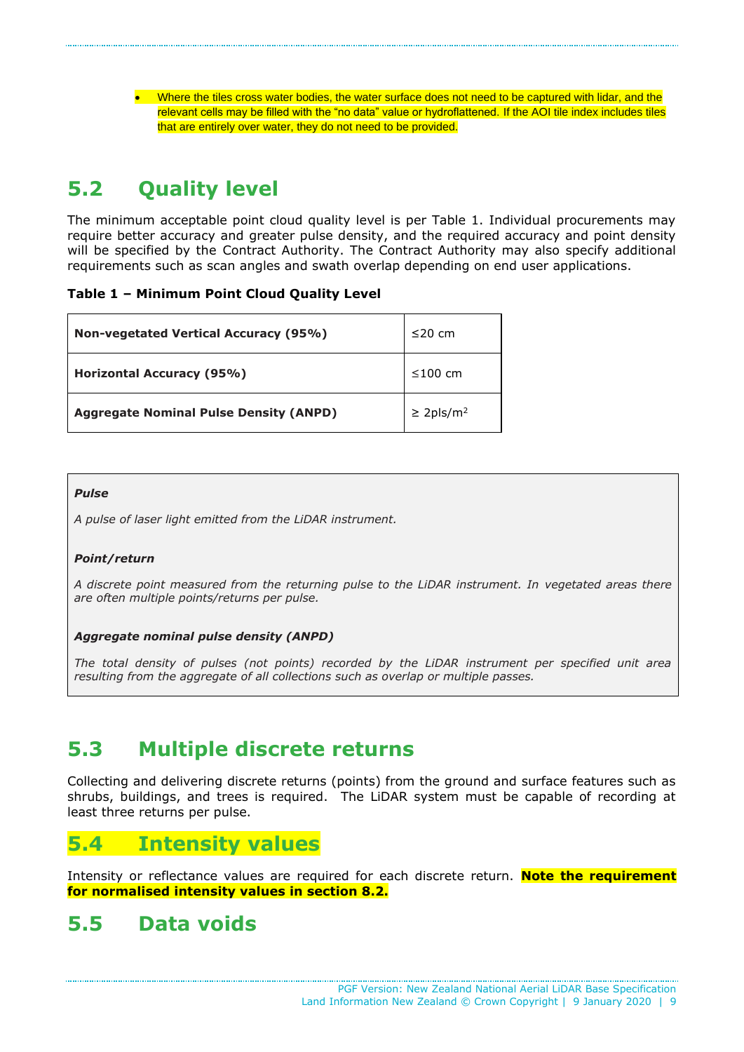- Where the tiles cross water bodies, the water surface does not need to be captured with lidar, and the relevant cells may be filled with the "no data" value or hydroflattened. If the AOI tile index includes tiles that are entirely over water, they do not need to be provided.

## 5.2 Quality level

The minimum acceptable point cloud quality level is per Table 1. Individual procurements may require better accuracy and greater pulse density, and the required accuracy and point density will be specified by the Contract Authority. The Contract Authority may also specify additional requirements such as scan angles and swath overlap depending on end user applications.

**Table 1 – Minimum Point Cloud Quality Level**

| | |
|---|---|
| **Non-vegetated Vertical Accuracy (95%)** | ≤20 cm |
| **Horizontal Accuracy (95%)** | ≤100 cm |
| **Aggregate Nominal Pulse Density (ANPD)** | ≥ 2pls/m$^2$ |

***Pulse***

*A pulse of laser light emitted from the LiDAR instrument.*

***Point/return***

*A discrete point measured from the returning pulse to the LiDAR instrument. In vegetated areas there are often multiple points/returns per pulse.*

***Aggregate nominal pulse density (ANPD)***

*The total density of pulses (not points) recorded by the LiDAR instrument per specified unit area resulting from the aggregate of all collections such as overlap or multiple passes.*

## 5.3 Multiple discrete returns

Collecting and delivering discrete returns (points) from the ground and surface features such as shrubs, buildings, and trees is required. The LiDAR system must be capable of recording at least three returns per pulse.

## 5.4 Intensity values

Intensity or reflectance values are required for each discrete return. **Note the requirement for normalised intensity values in section 8.2.**

## 5.5 Data voids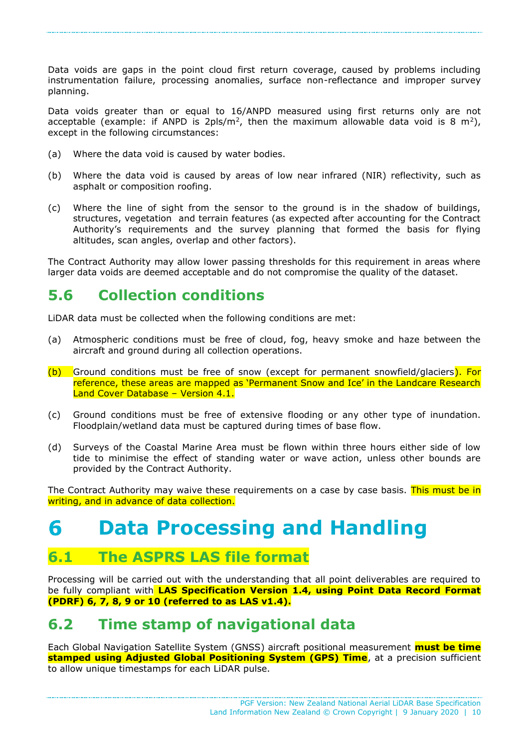Data voids are gaps in the point cloud first return coverage, caused by problems including instrumentation failure, processing anomalies, surface non-reflectance and improper survey planning.

Data voids greater than or equal to 16/ANPD measured using first returns only are not acceptable (example: if ANPD is 2pls/m$^2$, then the maximum allowable data void is 8 m$^2$), except in the following circumstances:

(a) Where the data void is caused by water bodies.

(b) Where the data void is caused by areas of low near infrared (NIR) reflectivity, such as asphalt or composition roofing.

(c) Where the line of sight from the sensor to the ground is in the shadow of buildings, structures, vegetation and terrain features (as expected after accounting for the Contract Authority's requirements and the survey planning that formed the basis for flying altitudes, scan angles, overlap and other factors).

The Contract Authority may allow lower passing thresholds for this requirement in areas where larger data voids are deemed acceptable and do not compromise the quality of the dataset.

## 5.6 Collection conditions

LiDAR data must be collected when the following conditions are met:

(a) Atmospheric conditions must be free of cloud, fog, heavy smoke and haze between the aircraft and ground during all collection operations.

(b) Ground conditions must be free of snow (except for permanent snowfield/glaciers). For reference, these areas are mapped as 'Permanent Snow and Ice' in the Landcare Research Land Cover Database – Version 4.1.

(c) Ground conditions must be free of extensive flooding or any other type of inundation. Floodplain/wetland data must be captured during times of base flow.

(d) Surveys of the Coastal Marine Area must be flown within three hours either side of low tide to minimise the effect of standing water or wave action, unless other bounds are provided by the Contract Authority.

The Contract Authority may waive these requirements on a case by case basis. This must be in writing, and in advance of data collection.

# 6 Data Processing and Handling

## 6.1 The ASPRS LAS file format

Processing will be carried out with the understanding that all point deliverables are required to be fully compliant with **LAS Specification Version 1.4, using Point Data Record Format (PDRF) 6, 7, 8, 9 or 10 (referred to as LAS v1.4).**

## 6.2 Time stamp of navigational data

Each Global Navigation Satellite System (GNSS) aircraft positional measurement **must be time stamped using Adjusted Global Positioning System (GPS) Time**, at a precision sufficient to allow unique timestamps for each LiDAR pulse.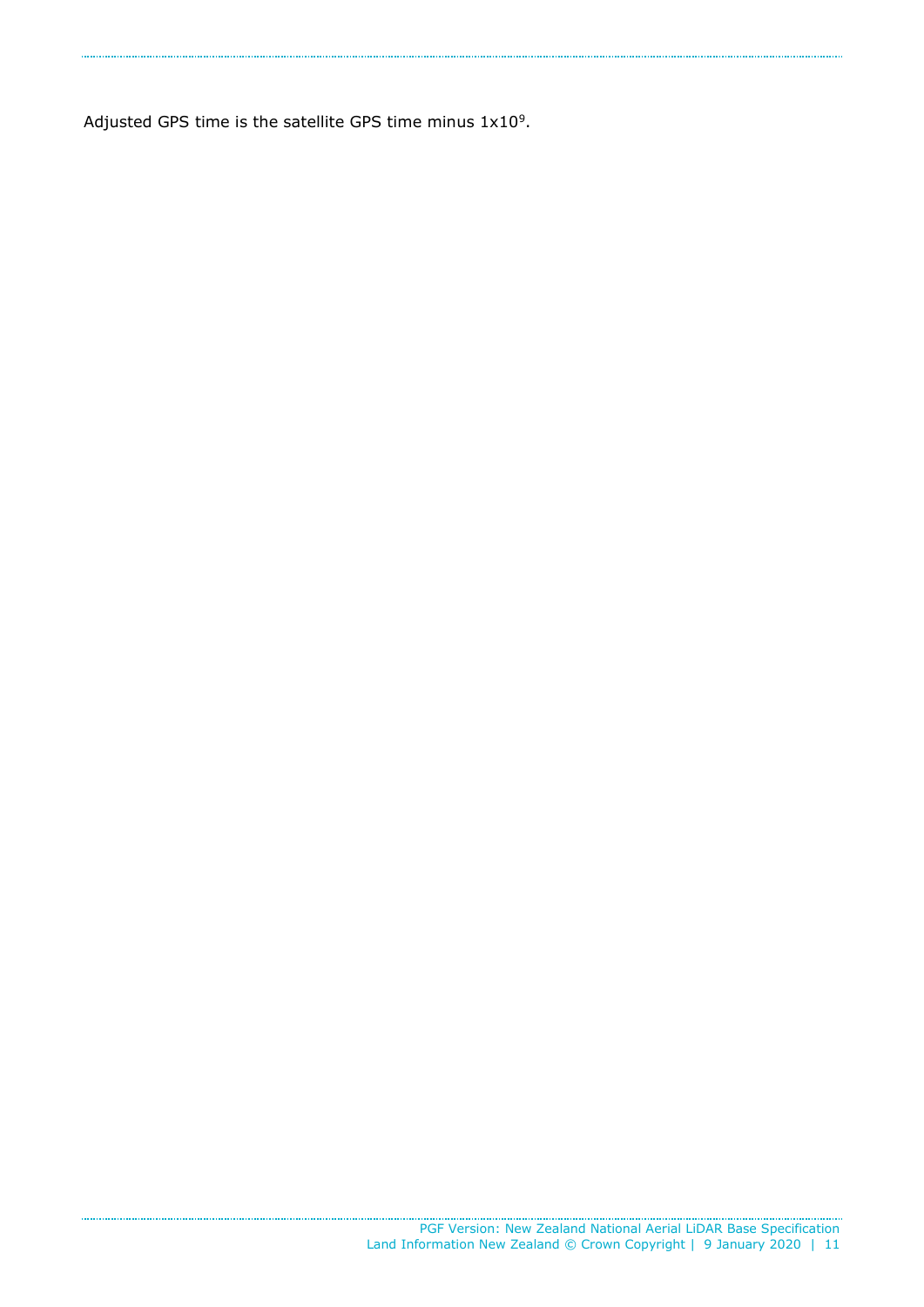Adjusted GPS time is the satellite GPS time minus $1 \times 10^9$.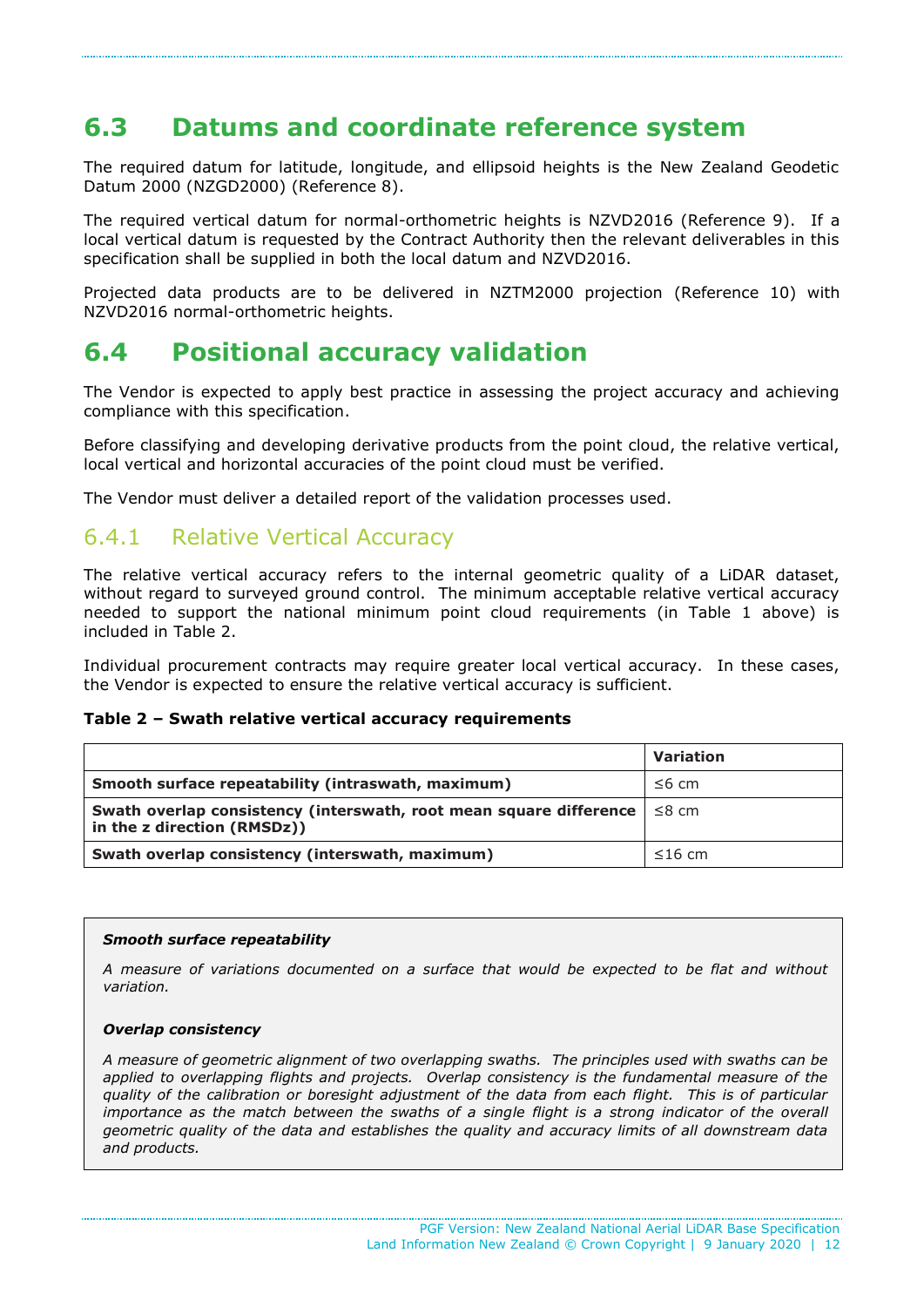## 6.3 Datums and coordinate reference system

The required datum for latitude, longitude, and ellipsoid heights is the New Zealand Geodetic Datum 2000 (NZGD2000) (Reference 8).

The required vertical datum for normal-orthometric heights is NZVD2016 (Reference 9). If a local vertical datum is requested by the Contract Authority then the relevant deliverables in this specification shall be supplied in both the local datum and NZVD2016.

Projected data products are to be delivered in NZTM2000 projection (Reference 10) with NZVD2016 normal-orthometric heights.

## 6.4 Positional accuracy validation

The Vendor is expected to apply best practice in assessing the project accuracy and achieving compliance with this specification.

Before classifying and developing derivative products from the point cloud, the relative vertical, local vertical and horizontal accuracies of the point cloud must be verified.

The Vendor must deliver a detailed report of the validation processes used.

### 6.4.1 Relative Vertical Accuracy

The relative vertical accuracy refers to the internal geometric quality of a LiDAR dataset, without regard to surveyed ground control. The minimum acceptable relative vertical accuracy needed to support the national minimum point cloud requirements (in Table 1 above) is included in Table 2.

Individual procurement contracts may require greater local vertical accuracy. In these cases, the Vendor is expected to ensure the relative vertical accuracy is sufficient.

**Table 2 – Swath relative vertical accuracy requirements**

| | **Variation** |
|---|---|
| **Smooth surface repeatability (intraswath, maximum)** | ≤6 cm |
| **Swath overlap consistency (interswath, root mean square difference in the z direction (RMSDz))** | ≤8 cm |
| **Swath overlap consistency (interswath, maximum)** | ≤16 cm |

***Smooth surface repeatability***

*A measure of variations documented on a surface that would be expected to be flat and without variation.*

***Overlap consistency***

*A measure of geometric alignment of two overlapping swaths. The principles used with swaths can be applied to overlapping flights and projects. Overlap consistency is the fundamental measure of the quality of the calibration or boresight adjustment of the data from each flight. This is of particular importance as the match between the swaths of a single flight is a strong indicator of the overall geometric quality of the data and establishes the quality and accuracy limits of all downstream data and products.*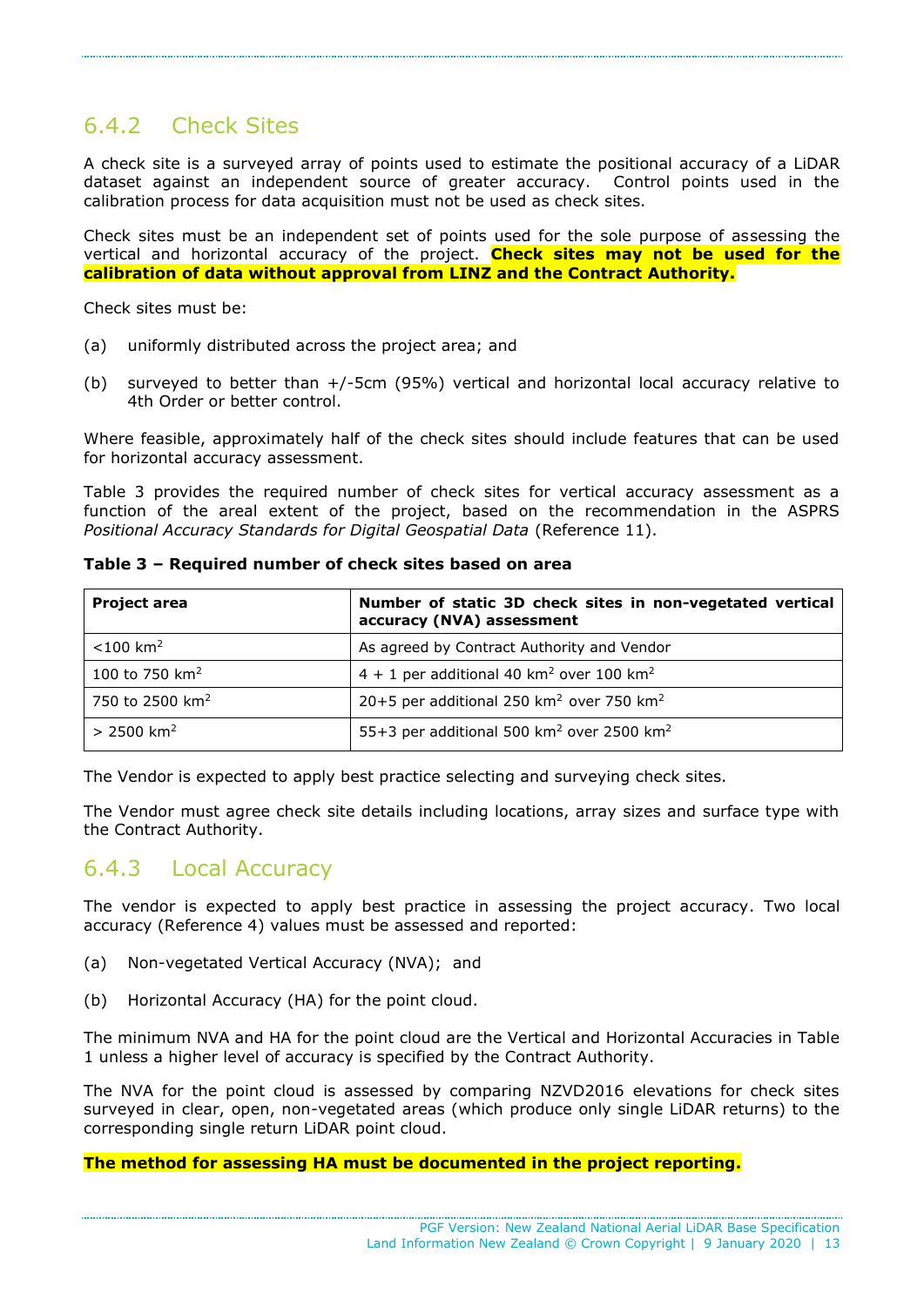### 6.4.2 Check Sites

A check site is a surveyed array of points used to estimate the positional accuracy of a LiDAR dataset against an independent source of greater accuracy. Control points used in the calibration process for data acquisition must not be used as check sites.

Check sites must be an independent set of points used for the sole purpose of assessing the vertical and horizontal accuracy of the project. **Check sites may not be used for the calibration of data without approval from LINZ and the Contract Authority.**

Check sites must be:

(a) uniformly distributed across the project area; and

(b) surveyed to better than +/-5cm (95%) vertical and horizontal local accuracy relative to 4th Order or better control.

Where feasible, approximately half of the check sites should include features that can be used for horizontal accuracy assessment.

Table 3 provides the required number of check sites for vertical accuracy assessment as a function of the areal extent of the project, based on the recommendation in the ASPRS *Positional Accuracy Standards for Digital Geospatial Data* (Reference 11).

**Table 3 – Required number of check sites based on area**

| Project area | Number of static 3D check sites in non-vegetated vertical accuracy (NVA) assessment |
|---|---|
| <100 km$^2$ | As agreed by Contract Authority and Vendor |
| 100 to 750 km$^2$ | 4 + 1 per additional 40 km$^2$ over 100 km$^2$ |
| 750 to 2500 km$^2$ | 20+5 per additional 250 km$^2$ over 750 km$^2$ |
| > 2500 km$^2$ | 55+3 per additional 500 km$^2$ over 2500 km$^2$ |

The Vendor is expected to apply best practice selecting and surveying check sites.

The Vendor must agree check site details including locations, array sizes and surface type with the Contract Authority.

### 6.4.3 Local Accuracy

The vendor is expected to apply best practice in assessing the project accuracy. Two local accuracy (Reference 4) values must be assessed and reported:

(a) Non-vegetated Vertical Accuracy (NVA); and

(b) Horizontal Accuracy (HA) for the point cloud.

The minimum NVA and HA for the point cloud are the Vertical and Horizontal Accuracies in Table 1 unless a higher level of accuracy is specified by the Contract Authority.

The NVA for the point cloud is assessed by comparing NZVD2016 elevations for check sites surveyed in clear, open, non-vegetated areas (which produce only single LiDAR returns) to the corresponding single return LiDAR point cloud.

**The method for assessing HA must be documented in the project reporting.**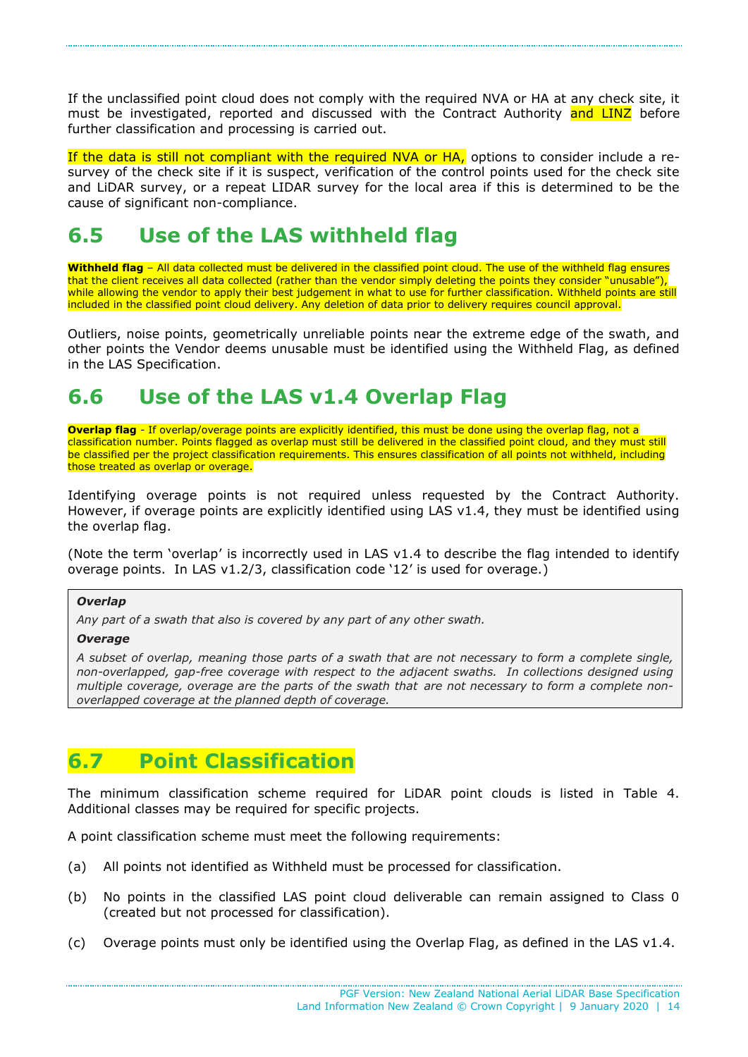If the unclassified point cloud does not comply with the required NVA or HA at any check site, it must be investigated, reported and discussed with the Contract Authority and LINZ before further classification and processing is carried out.

If the data is still not compliant with the required NVA or HA, options to consider include a re-survey of the check site if it is suspect, verification of the control points used for the check site and LiDAR survey, or a repeat LIDAR survey for the local area if this is determined to be the cause of significant non-compliance.

## 6.5 Use of the LAS withheld flag

**Withheld flag** – All data collected must be delivered in the classified point cloud. The use of the withheld flag ensures that the client receives all data collected (rather than the vendor simply deleting the points they consider "unusable"), while allowing the vendor to apply their best judgement in what to use for further classification. Withheld points are still included in the classified point cloud delivery. Any deletion of data prior to delivery requires council approval.

Outliers, noise points, geometrically unreliable points near the extreme edge of the swath, and other points the Vendor deems unusable must be identified using the Withheld Flag, as defined in the LAS Specification.

## 6.6 Use of the LAS v1.4 Overlap Flag

**Overlap flag** - If overlap/overage points are explicitly identified, this must be done using the overlap flag, not a classification number. Points flagged as overlap must still be delivered in the classified point cloud, and they must still be classified per the project classification requirements. This ensures classification of all points not withheld, including those treated as overlap or overage.

Identifying overage points is not required unless requested by the Contract Authority. However, if overage points are explicitly identified using LAS v1.4, they must be identified using the overlap flag.

(Note the term 'overlap' is incorrectly used in LAS v1.4 to describe the flag intended to identify overage points. In LAS v1.2/3, classification code '12' is used for overage.)

***Overlap***

*Any part of a swath that also is covered by any part of any other swath.*

***Overage***

*A subset of overlap, meaning those parts of a swath that are not necessary to form a complete single, non-overlapped, gap-free coverage with respect to the adjacent swaths. In collections designed using multiple coverage, overage are the parts of the swath that are not necessary to form a complete non-overlapped coverage at the planned depth of coverage.*

## 6.7 Point Classification

The minimum classification scheme required for LiDAR point clouds is listed in Table 4. Additional classes may be required for specific projects.

A point classification scheme must meet the following requirements:

(a) All points not identified as Withheld must be processed for classification.

(b) No points in the classified LAS point cloud deliverable can remain assigned to Class 0 (created but not processed for classification).

(c) Overage points must only be identified using the Overlap Flag, as defined in the LAS v1.4.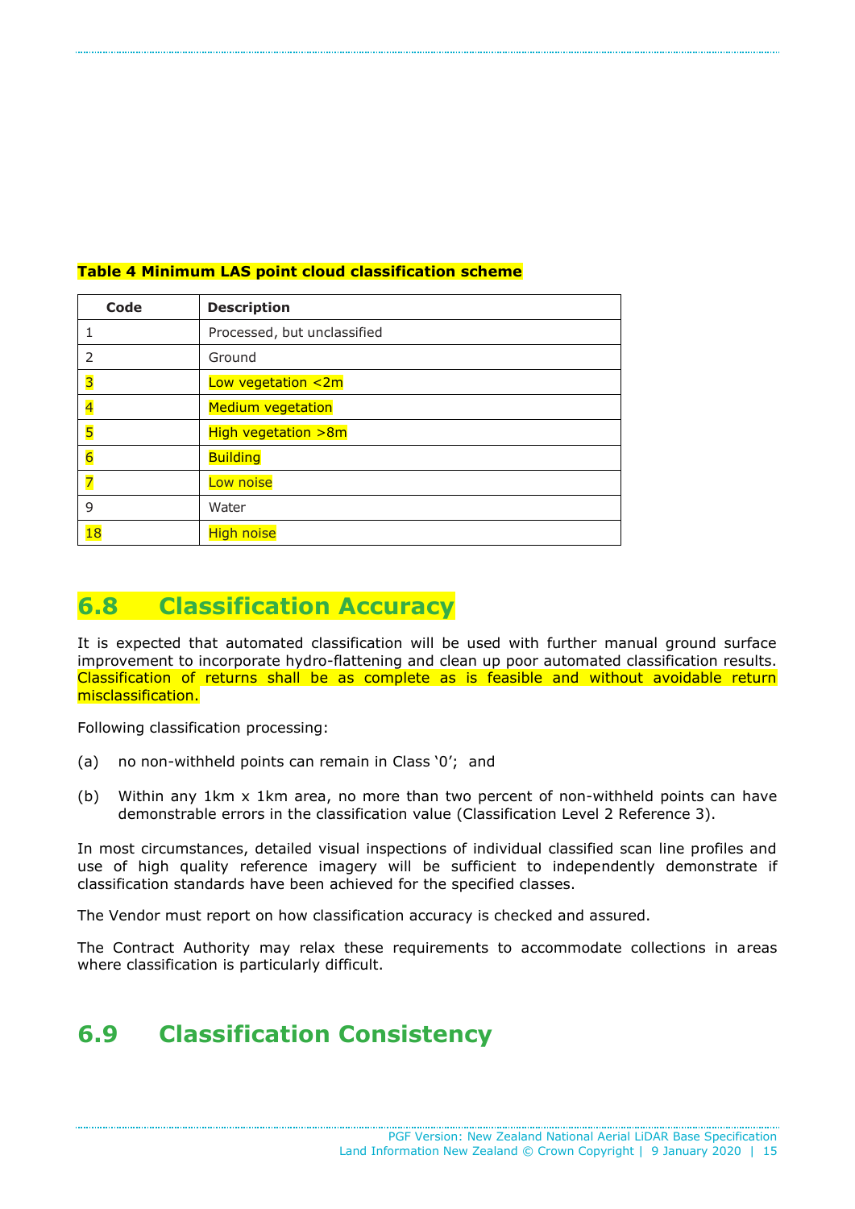**Table 4 Minimum LAS point cloud classification scheme**

| Code | Description |
| --- | --- |
| 1 | Processed, but unclassified |
| 2 | Ground |
| 3 | Low vegetation <2m |
| 4 | Medium vegetation |
| 5 | High vegetation >8m |
| 6 | Building |
| 7 | Low noise |
| 9 | Water |
| 18 | High noise |

## 6.8 Classification Accuracy

It is expected that automated classification will be used with further manual ground surface improvement to incorporate hydro-flattening and clean up poor automated classification results. Classification of returns shall be as complete as is feasible and without avoidable return misclassification.

Following classification processing:

(a) no non-withheld points can remain in Class '0'; and

(b) Within any 1km x 1km area, no more than two percent of non-withheld points can have demonstrable errors in the classification value (Classification Level 2 Reference 3).

In most circumstances, detailed visual inspections of individual classified scan line profiles and use of high quality reference imagery will be sufficient to independently demonstrate if classification standards have been achieved for the specified classes.

The Vendor must report on how classification accuracy is checked and assured.

The Contract Authority may relax these requirements to accommodate collections in areas where classification is particularly difficult.

## 6.9 Classification Consistency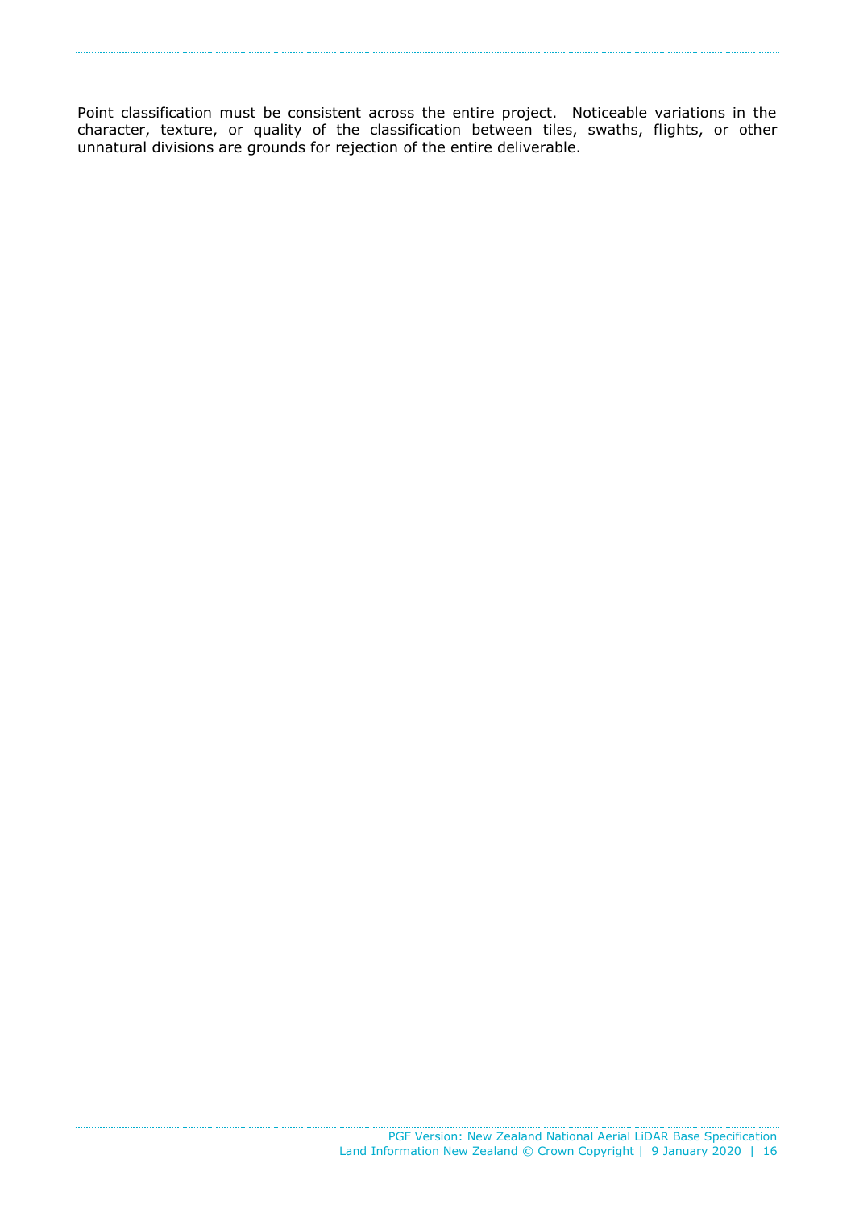Point classification must be consistent across the entire project. Noticeable variations in the character, texture, or quality of the classification between tiles, swaths, flights, or other unnatural divisions are grounds for rejection of the entire deliverable.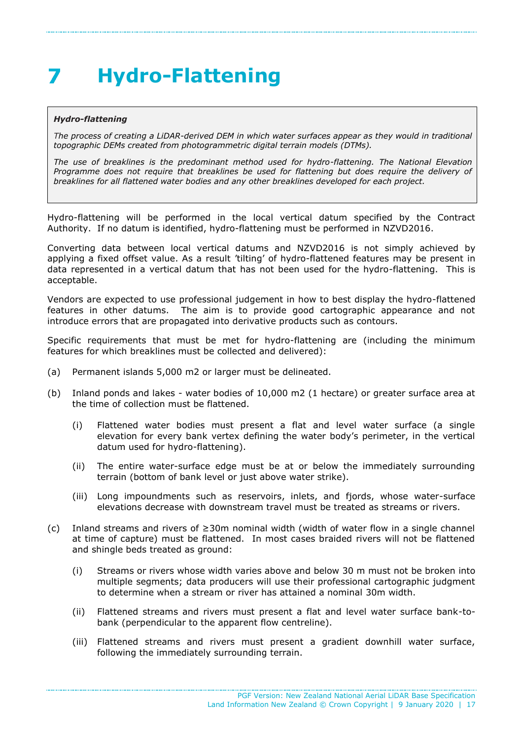# 7 Hydro-Flattening

> ***Hydro-flattening***
>
> *The process of creating a LiDAR-derived DEM in which water surfaces appear as they would in traditional topographic DEMs created from photogrammetric digital terrain models (DTMs).*
>
> *The use of breaklines is the predominant method used for hydro-flattening. The National Elevation Programme does not require that breaklines be used for flattening but does require the delivery of breaklines for all flattened water bodies and any other breaklines developed for each project.*

Hydro-flattening will be performed in the local vertical datum specified by the Contract Authority. If no datum is identified, hydro-flattening must be performed in NZVD2016.

Converting data between local vertical datums and NZVD2016 is not simply achieved by applying a fixed offset value. As a result 'tilting' of hydro-flattened features may be present in data represented in a vertical datum that has not been used for the hydro-flattening. This is acceptable.

Vendors are expected to use professional judgement in how to best display the hydro-flattened features in other datums. The aim is to provide good cartographic appearance and not introduce errors that are propagated into derivative products such as contours.

Specific requirements that must be met for hydro-flattening are (including the minimum features for which breaklines must be collected and delivered):

(a) Permanent islands 5,000 m2 or larger must be delineated.

(b) Inland ponds and lakes - water bodies of 10,000 m2 (1 hectare) or greater surface area at the time of collection must be flattened.

   (i) Flattened water bodies must present a flat and level water surface (a single elevation for every bank vertex defining the water body's perimeter, in the vertical datum used for hydro-flattening).

   (ii) The entire water-surface edge must be at or below the immediately surrounding terrain (bottom of bank level or just above water strike).

   (iii) Long impoundments such as reservoirs, inlets, and fjords, whose water-surface elevations decrease with downstream travel must be treated as streams or rivers.

(c) Inland streams and rivers of ≥30m nominal width (width of water flow in a single channel at time of capture) must be flattened. In most cases braided rivers will not be flattened and shingle beds treated as ground:

   (i) Streams or rivers whose width varies above and below 30 m must not be broken into multiple segments; data producers will use their professional cartographic judgment to determine when a stream or river has attained a nominal 30m width.

   (ii) Flattened streams and rivers must present a flat and level water surface bank-to-bank (perpendicular to the apparent flow centreline).

   (iii) Flattened streams and rivers must present a gradient downhill water surface, following the immediately surrounding terrain.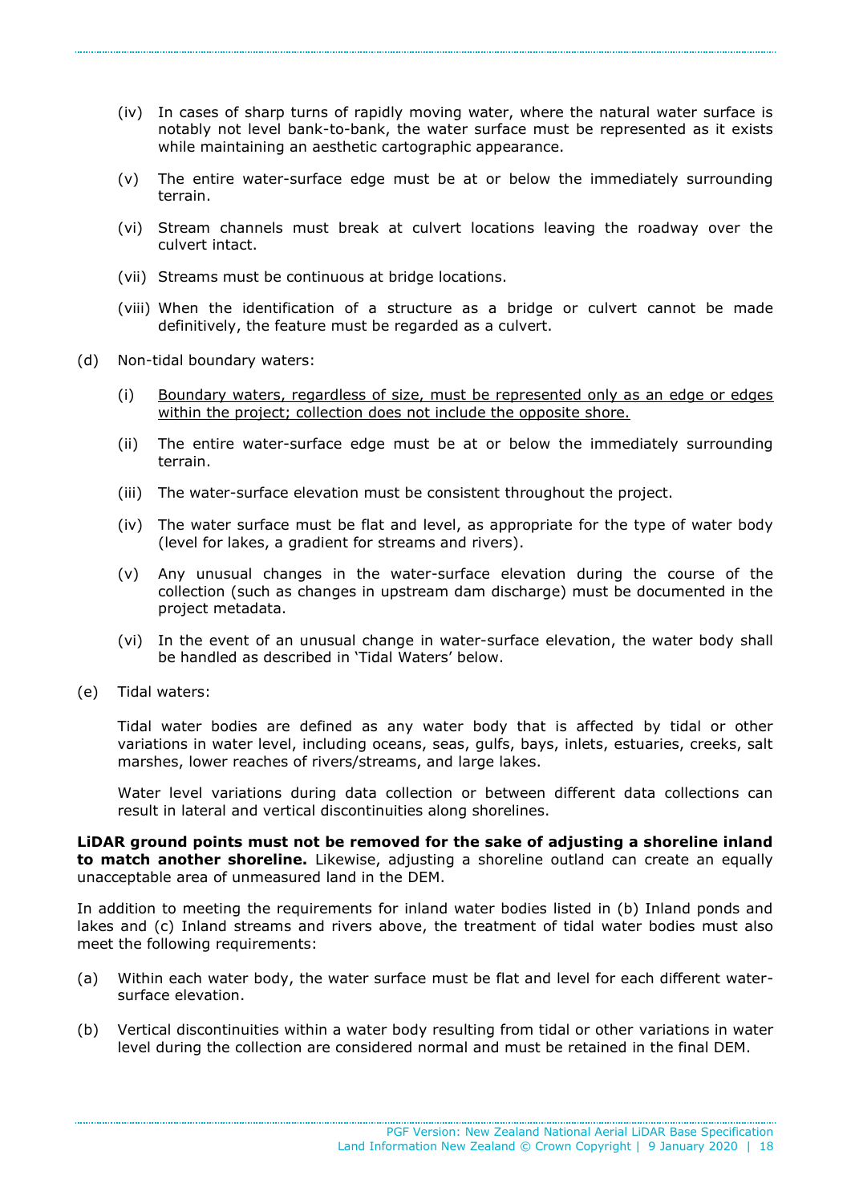(iv) In cases of sharp turns of rapidly moving water, where the natural water surface is notably not level bank-to-bank, the water surface must be represented as it exists while maintaining an aesthetic cartographic appearance.

(v) The entire water-surface edge must be at or below the immediately surrounding terrain.

(vi) Stream channels must break at culvert locations leaving the roadway over the culvert intact.

(vii) Streams must be continuous at bridge locations.

(viii) When the identification of a structure as a bridge or culvert cannot be made definitively, the feature must be regarded as a culvert.

(d) Non-tidal boundary waters:

(i) <u>Boundary waters, regardless of size, must be represented only as an edge or edges within the project; collection does not include the opposite shore.</u>

(ii) The entire water-surface edge must be at or below the immediately surrounding terrain.

(iii) The water-surface elevation must be consistent throughout the project.

(iv) The water surface must be flat and level, as appropriate for the type of water body (level for lakes, a gradient for streams and rivers).

(v) Any unusual changes in the water-surface elevation during the course of the collection (such as changes in upstream dam discharge) must be documented in the project metadata.

(vi) In the event of an unusual change in water-surface elevation, the water body shall be handled as described in 'Tidal Waters' below.

(e) Tidal waters:

Tidal water bodies are defined as any water body that is affected by tidal or other variations in water level, including oceans, seas, gulfs, bays, inlets, estuaries, creeks, salt marshes, lower reaches of rivers/streams, and large lakes.

Water level variations during data collection or between different data collections can result in lateral and vertical discontinuities along shorelines.

**LiDAR ground points must not be removed for the sake of adjusting a shoreline inland to match another shoreline.** Likewise, adjusting a shoreline outland can create an equally unacceptable area of unmeasured land in the DEM.

In addition to meeting the requirements for inland water bodies listed in (b) Inland ponds and lakes and (c) Inland streams and rivers above, the treatment of tidal water bodies must also meet the following requirements:

(a) Within each water body, the water surface must be flat and level for each different water-surface elevation.

(b) Vertical discontinuities within a water body resulting from tidal or other variations in water level during the collection are considered normal and must be retained in the final DEM.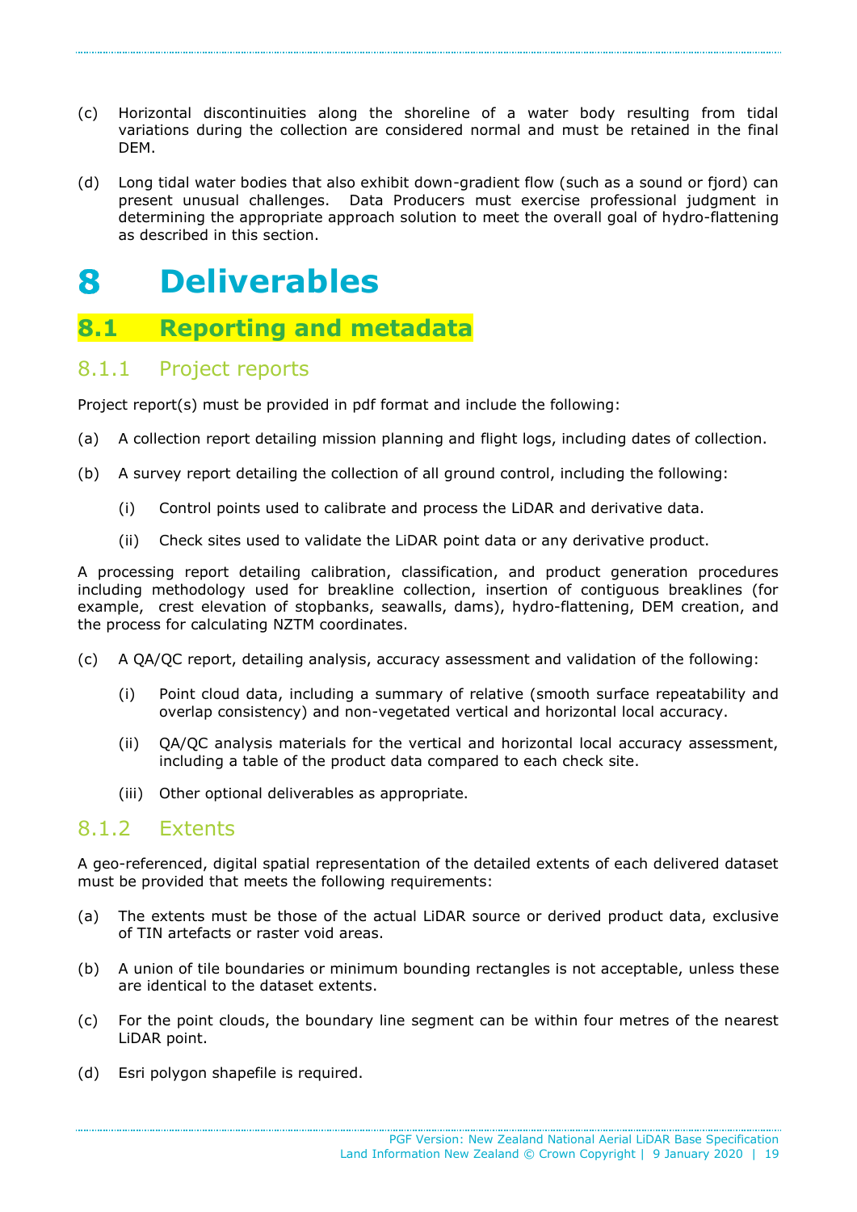(c) Horizontal discontinuities along the shoreline of a water body resulting from tidal variations during the collection are considered normal and must be retained in the final DEM.

(d) Long tidal water bodies that also exhibit down-gradient flow (such as a sound or fjord) can present unusual challenges. Data Producers must exercise professional judgment in determining the appropriate approach solution to meet the overall goal of hydro-flattening as described in this section.

# 8 Deliverables

## 8.1 Reporting and metadata

### 8.1.1 Project reports

Project report(s) must be provided in pdf format and include the following:

(a) A collection report detailing mission planning and flight logs, including dates of collection.

(b) A survey report detailing the collection of all ground control, including the following:

  (i) Control points used to calibrate and process the LiDAR and derivative data.

  (ii) Check sites used to validate the LiDAR point data or any derivative product.

A processing report detailing calibration, classification, and product generation procedures including methodology used for breakline collection, insertion of contiguous breaklines (for example, crest elevation of stopbanks, seawalls, dams), hydro-flattening, DEM creation, and the process for calculating NZTM coordinates.

(c) A QA/QC report, detailing analysis, accuracy assessment and validation of the following:

  (i) Point cloud data, including a summary of relative (smooth surface repeatability and overlap consistency) and non-vegetated vertical and horizontal local accuracy.

  (ii) QA/QC analysis materials for the vertical and horizontal local accuracy assessment, including a table of the product data compared to each check site.

  (iii) Other optional deliverables as appropriate.

### 8.1.2 Extents

A geo-referenced, digital spatial representation of the detailed extents of each delivered dataset must be provided that meets the following requirements:

(a) The extents must be those of the actual LiDAR source or derived product data, exclusive of TIN artefacts or raster void areas.

(b) A union of tile boundaries or minimum bounding rectangles is not acceptable, unless these are identical to the dataset extents.

(c) For the point clouds, the boundary line segment can be within four metres of the nearest LiDAR point.

(d) Esri polygon shapefile is required.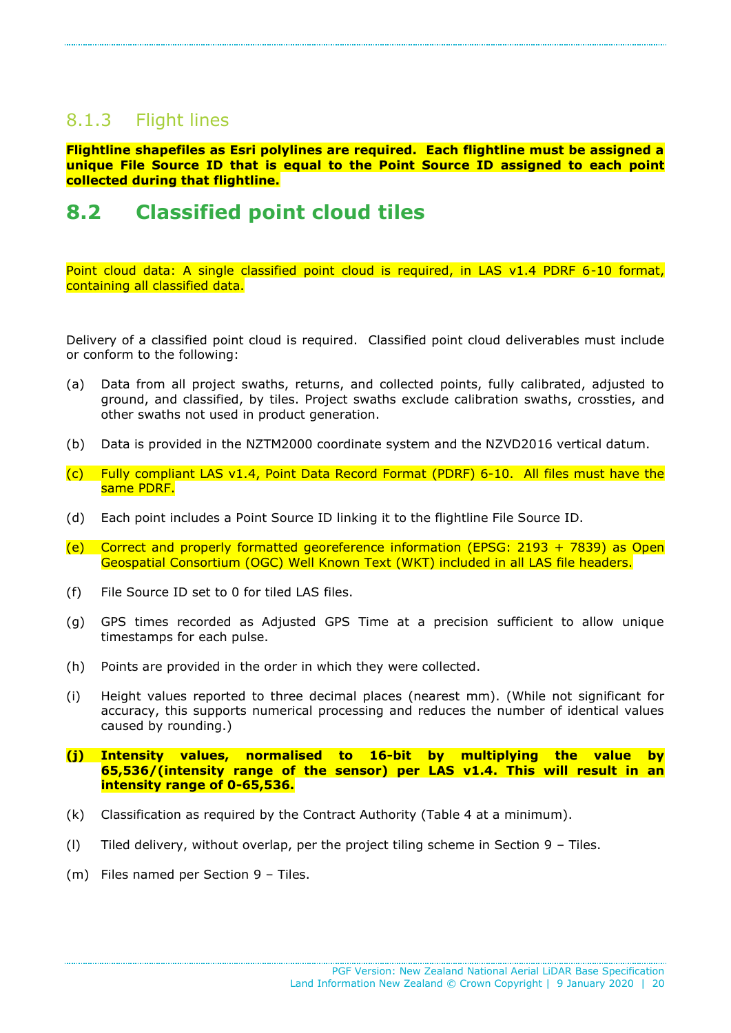### 8.1.3 Flight lines

**Flightline shapefiles as Esri polylines are required. Each flightline must be assigned a unique File Source ID that is equal to the Point Source ID assigned to each point collected during that flightline.**

## 8.2 Classified point cloud tiles

Point cloud data: A single classified point cloud is required, in LAS v1.4 PDRF 6-10 format, containing all classified data.

Delivery of a classified point cloud is required. Classified point cloud deliverables must include or conform to the following:

(a) Data from all project swaths, returns, and collected points, fully calibrated, adjusted to ground, and classified, by tiles. Project swaths exclude calibration swaths, crossties, and other swaths not used in product generation.

(b) Data is provided in the NZTM2000 coordinate system and the NZVD2016 vertical datum.

(c) Fully compliant LAS v1.4, Point Data Record Format (PDRF) 6-10. All files must have the same PDRF.

(d) Each point includes a Point Source ID linking it to the flightline File Source ID.

(e) Correct and properly formatted georeference information (EPSG: 2193 + 7839) as Open Geospatial Consortium (OGC) Well Known Text (WKT) included in all LAS file headers.

(f) File Source ID set to 0 for tiled LAS files.

(g) GPS times recorded as Adjusted GPS Time at a precision sufficient to allow unique timestamps for each pulse.

(h) Points are provided in the order in which they were collected.

(i) Height values reported to three decimal places (nearest mm). (While not significant for accuracy, this supports numerical processing and reduces the number of identical values caused by rounding.)

**(j) Intensity values, normalised to 16-bit by multiplying the value by 65,536/(intensity range of the sensor) per LAS v1.4. This will result in an intensity range of 0-65,536.**

(k) Classification as required by the Contract Authority (Table 4 at a minimum).

(l) Tiled delivery, without overlap, per the project tiling scheme in Section 9 – Tiles.

(m) Files named per Section 9 – Tiles.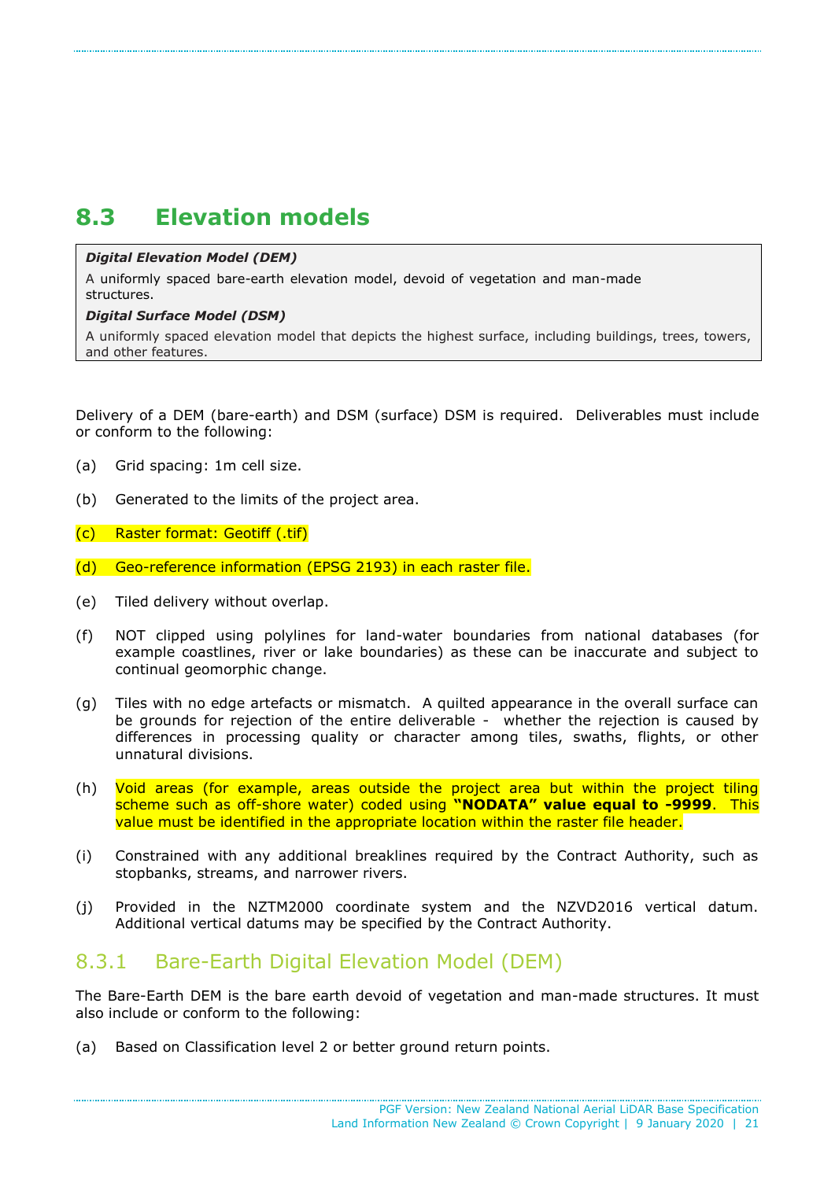## 8.3 Elevation models

***Digital Elevation Model (DEM)***

A uniformly spaced bare-earth elevation model, devoid of vegetation and man-made structures.

***Digital Surface Model (DSM)***

A uniformly spaced elevation model that depicts the highest surface, including buildings, trees, towers, and other features.

Delivery of a DEM (bare-earth) and DSM (surface) DSM is required. Deliverables must include or conform to the following:

(a) Grid spacing: 1m cell size.

(b) Generated to the limits of the project area.

(c) Raster format: Geotiff (.tif)

(d) Geo-reference information (EPSG 2193) in each raster file.

(e) Tiled delivery without overlap.

(f) NOT clipped using polylines for land-water boundaries from national databases (for example coastlines, river or lake boundaries) as these can be inaccurate and subject to continual geomorphic change.

(g) Tiles with no edge artefacts or mismatch. A quilted appearance in the overall surface can be grounds for rejection of the entire deliverable - whether the rejection is caused by differences in processing quality or character among tiles, swaths, flights, or other unnatural divisions.

(h) Void areas (for example, areas outside the project area but within the project tiling scheme such as off-shore water) coded using **"NODATA" value equal to -9999**. This value must be identified in the appropriate location within the raster file header.

(i) Constrained with any additional breaklines required by the Contract Authority, such as stopbanks, streams, and narrower rivers.

(j) Provided in the NZTM2000 coordinate system and the NZVD2016 vertical datum. Additional vertical datums may be specified by the Contract Authority.

### 8.3.1 Bare-Earth Digital Elevation Model (DEM)

The Bare-Earth DEM is the bare earth devoid of vegetation and man-made structures. It must also include or conform to the following:

(a) Based on Classification level 2 or better ground return points.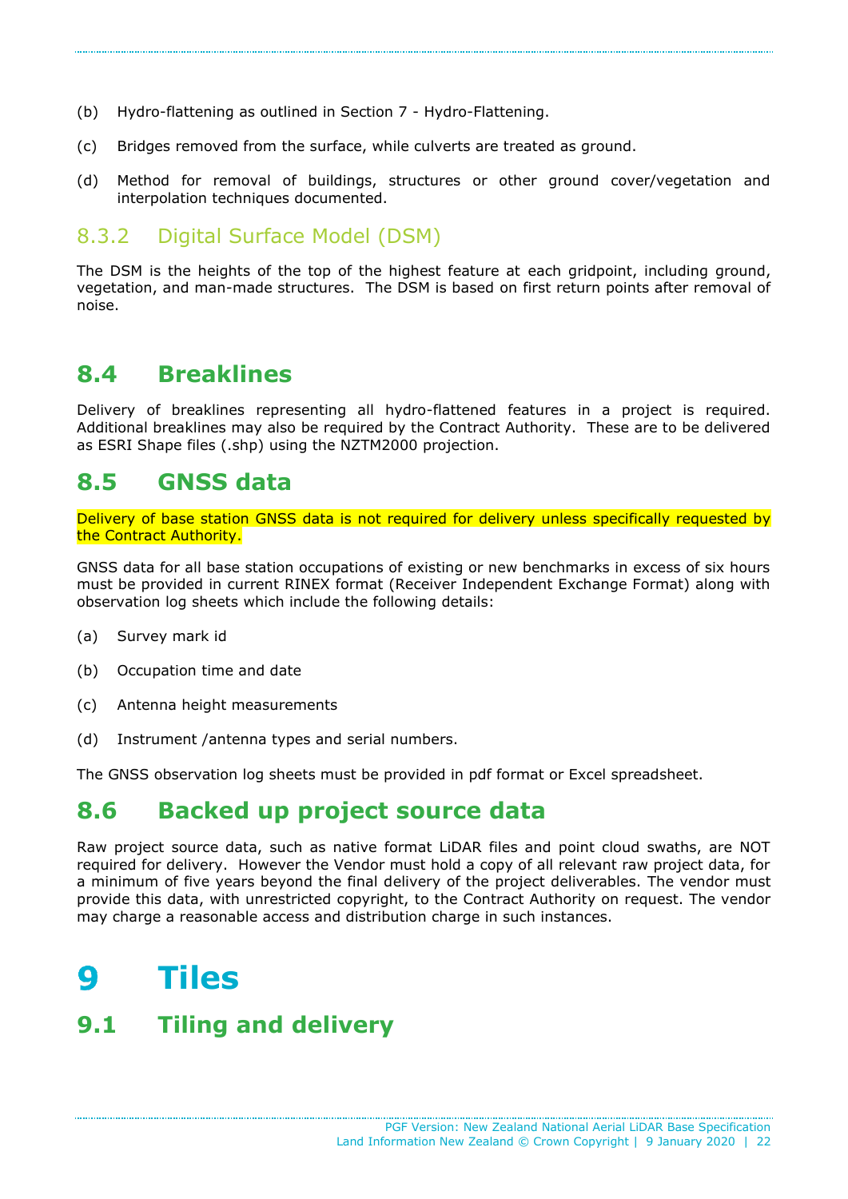(b) Hydro-flattening as outlined in Section 7 - Hydro-Flattening.

(c) Bridges removed from the surface, while culverts are treated as ground.

(d) Method for removal of buildings, structures or other ground cover/vegetation and interpolation techniques documented.

### 8.3.2 Digital Surface Model (DSM)

The DSM is the heights of the top of the highest feature at each gridpoint, including ground, vegetation, and man-made structures. The DSM is based on first return points after removal of noise.

## 8.4 Breaklines

Delivery of breaklines representing all hydro-flattened features in a project is required. Additional breaklines may also be required by the Contract Authority. These are to be delivered as ESRI Shape files (.shp) using the NZTM2000 projection.

## 8.5 GNSS data

Delivery of base station GNSS data is not required for delivery unless specifically requested by the Contract Authority.

GNSS data for all base station occupations of existing or new benchmarks in excess of six hours must be provided in current RINEX format (Receiver Independent Exchange Format) along with observation log sheets which include the following details:

(a) Survey mark id

(b) Occupation time and date

(c) Antenna height measurements

(d) Instrument /antenna types and serial numbers.

The GNSS observation log sheets must be provided in pdf format or Excel spreadsheet.

## 8.6 Backed up project source data

Raw project source data, such as native format LiDAR files and point cloud swaths, are NOT required for delivery. However the Vendor must hold a copy of all relevant raw project data, for a minimum of five years beyond the final delivery of the project deliverables. The vendor must provide this data, with unrestricted copyright, to the Contract Authority on request. The vendor may charge a reasonable access and distribution charge in such instances.

# 9 Tiles

## 9.1 Tiling and delivery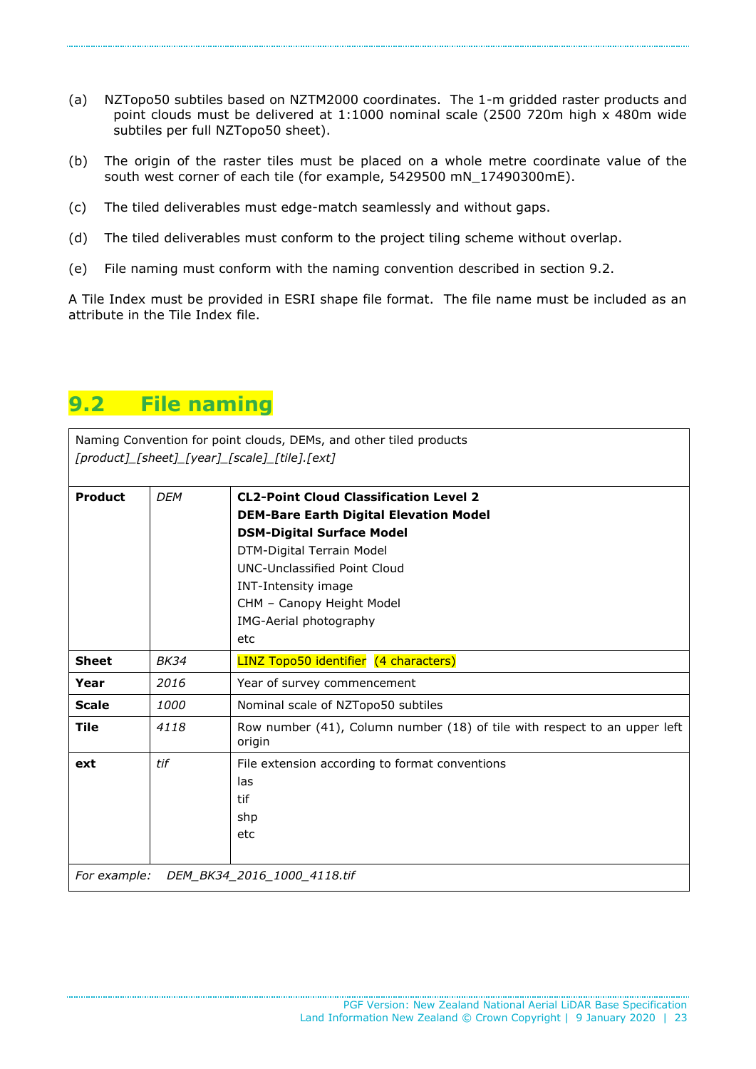(a) NZTopo50 subtiles based on NZTM2000 coordinates. The 1-m gridded raster products and point clouds must be delivered at 1:1000 nominal scale (2500 720m high x 480m wide subtiles per full NZTopo50 sheet).

(b) The origin of the raster tiles must be placed on a whole metre coordinate value of the south west corner of each tile (for example, 5429500 mN_17490300mE).

(c) The tiled deliverables must edge-match seamlessly and without gaps.

(d) The tiled deliverables must conform to the project tiling scheme without overlap.

(e) File naming must conform with the naming convention described in section 9.2.

A Tile Index must be provided in ESRI shape file format. The file name must be included as an attribute in the Tile Index file.

## 9.2 File naming

Naming Convention for point clouds, DEMs, and other tiled products
*[product]_[sheet]_[year]_[scale]_[tile].[ext]*

| | | |
|---|---|---|
| **Product** | *DEM* | **CL2-Point Cloud Classification Level 2**<br>**DEM-Bare Earth Digital Elevation Model**<br>**DSM-Digital Surface Model**<br>DTM-Digital Terrain Model<br>UNC-Unclassified Point Cloud<br>INT-Intensity image<br>CHM – Canopy Height Model<br>IMG-Aerial photography<br>etc |
| **Sheet** | *BK34* | LINZ Topo50 identifier (4 characters) |
| **Year** | *2016* | Year of survey commencement |
| **Scale** | *1000* | Nominal scale of NZTopo50 subtiles |
| **Tile** | *4118* | Row number (41), Column number (18) of tile with respect to an upper left origin |
| **ext** | *tif* | File extension according to format conventions<br>las<br>tif<br>shp<br>etc |

*For example: DEM_BK34_2016_1000_4118.tif*